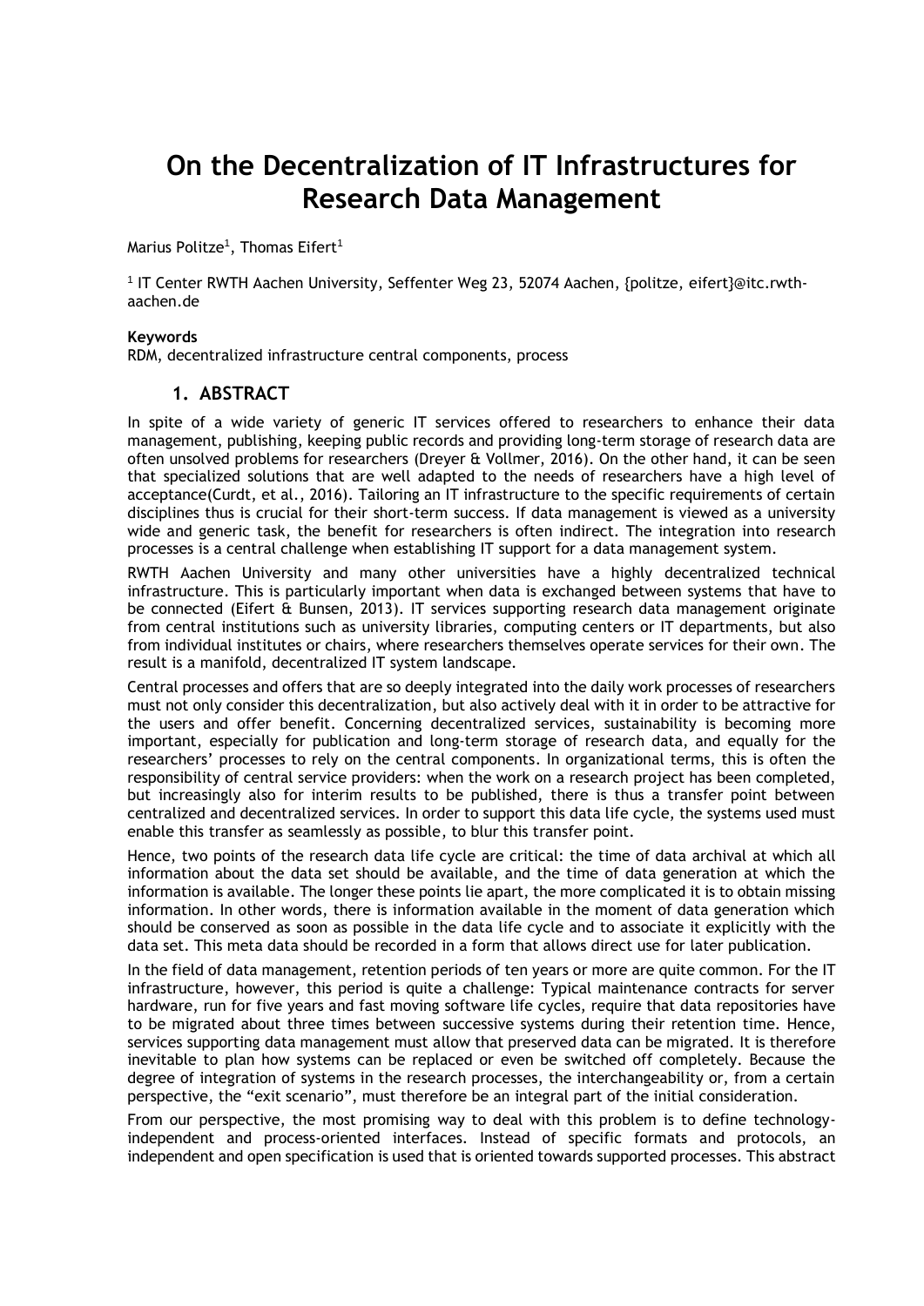# On the Decentralization of IT Infrastructures for Research Data Management

Marius Politze[1], Thomas Eifert[1]

[1] IT Center RWTH Aachen University, Seffenter Weg 23, 52074 Aachen, {politze, eifert}@itc.rwth-aachen.de

**Keywords**

RDM, decentralized infrastructure central components, process

## 1. ABSTRACT

In spite of a wide variety of generic IT services offered to researchers to enhance their data management, publishing, keeping public records and providing long-term storage of research data are often unsolved problems for researchers (Dreyer & Vollmer, 2016). On the other hand, it can be seen that specialized solutions that are well adapted to the needs of researchers have a high level of acceptance(Curdt, et al., 2016). Tailoring an IT infrastructure to the specific requirements of certain disciplines thus is crucial for their short-term success. If data management is viewed as a university wide and generic task, the benefit for researchers is often indirect. The integration into research processes is a central challenge when establishing IT support for a data management system.

RWTH Aachen University and many other universities have a highly decentralized technical infrastructure. This is particularly important when data is exchanged between systems that have to be connected (Eifert & Bunsen, 2013). IT services supporting research data management originate from central institutions such as university libraries, computing centers or IT departments, but also from individual institutes or chairs, where researchers themselves operate services for their own. The result is a manifold, decentralized IT system landscape.

Central processes and offers that are so deeply integrated into the daily work processes of researchers must not only consider this decentralization, but also actively deal with it in order to be attractive for the users and offer benefit. Concerning decentralized services, sustainability is becoming more important, especially for publication and long-term storage of research data, and equally for the researchers' processes to rely on the central components. In organizational terms, this is often the responsibility of central service providers: when the work on a research project has been completed, but increasingly also for interim results to be published, there is thus a transfer point between centralized and decentralized services. In order to support this data life cycle, the systems used must enable this transfer as seamlessly as possible, to blur this transfer point.

Hence, two points of the research data life cycle are critical: the time of data archival at which all information about the data set should be available, and the time of data generation at which the information is available. The longer these points lie apart, the more complicated it is to obtain missing information. In other words, there is information available in the moment of data generation which should be conserved as soon as possible in the data life cycle and to associate it explicitly with the data set. This meta data should be recorded in a form that allows direct use for later publication.

In the field of data management, retention periods of ten years or more are quite common. For the IT infrastructure, however, this period is quite a challenge: Typical maintenance contracts for server hardware, run for five years and fast moving software life cycles, require that data repositories have to be migrated about three times between successive systems during their retention time. Hence, services supporting data management must allow that preserved data can be migrated. It is therefore inevitable to plan how systems can be replaced or even be switched off completely. Because the degree of integration of systems in the research processes, the interchangeability or, from a certain perspective, the "exit scenario", must therefore be an integral part of the initial consideration.

From our perspective, the most promising way to deal with this problem is to define technology-independent and process-oriented interfaces. Instead of specific formats and protocols, an independent and open specification is used that is oriented towards supported processes. This abstract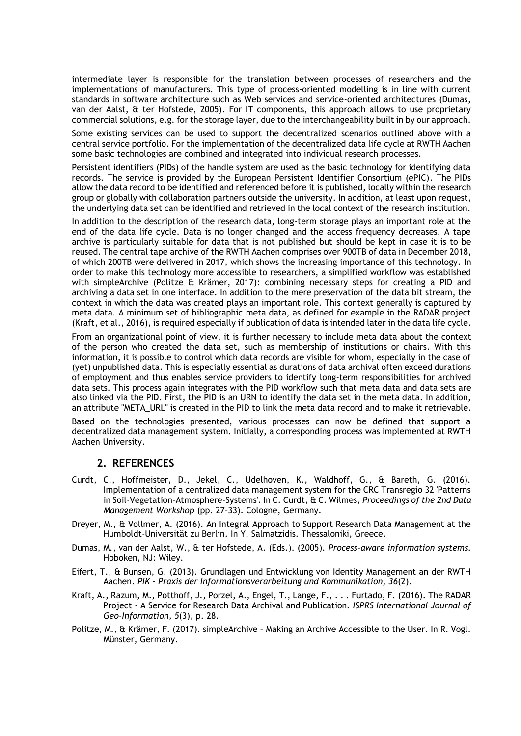intermediate layer is responsible for the translation between processes of researchers and the implementations of manufacturers. This type of process-oriented modelling is in line with current standards in software architecture such as Web services and service-oriented architectures (Dumas, van der Aalst, & ter Hofstede, 2005). For IT components, this approach allows to use proprietary commercial solutions, e.g. for the storage layer, due to the interchangeability built in by our approach.

Some existing services can be used to support the decentralized scenarios outlined above with a central service portfolio. For the implementation of the decentralized data life cycle at RWTH Aachen some basic technologies are combined and integrated into individual research processes.

Persistent identifiers (PIDs) of the handle system are used as the basic technology for identifying data records. The service is provided by the European Persistent Identifier Consortium (ePIC). The PIDs allow the data record to be identified and referenced before it is published, locally within the research group or globally with collaboration partners outside the university. In addition, at least upon request, the underlying data set can be identified and retrieved in the local context of the research institution.

In addition to the description of the research data, long-term storage plays an important role at the end of the data life cycle. Data is no longer changed and the access frequency decreases. A tape archive is particularly suitable for data that is not published but should be kept in case it is to be reused. The central tape archive of the RWTH Aachen comprises over 900TB of data in December 2018, of which 200TB were delivered in 2017, which shows the increasing importance of this technology. In order to make this technology more accessible to researchers, a simplified workflow was established with simpleArchive (Politze & Krämer, 2017): combining necessary steps for creating a PID and archiving a data set in one interface. In addition to the mere preservation of the data bit stream, the context in which the data was created plays an important role. This context generally is captured by meta data. A minimum set of bibliographic meta data, as defined for example in the RADAR project (Kraft, et al., 2016), is required especially if publication of data is intended later in the data life cycle.

From an organizational point of view, it is further necessary to include meta data about the context of the person who created the data set, such as membership of institutions or chairs. With this information, it is possible to control which data records are visible for whom, especially in the case of (yet) unpublished data. This is especially essential as durations of data archival often exceed durations of employment and thus enables service providers to identify long-term responsibilities for archived data sets. This process again integrates with the PID workflow such that meta data and data sets are also linked via the PID. First, the PID is an URN to identify the data set in the meta data. In addition, an attribute "META_URL" is created in the PID to link the meta data record and to make it retrievable.

Based on the technologies presented, various processes can now be defined that support a decentralized data management system. Initially, a corresponding process was implemented at RWTH Aachen University.

## 2. REFERENCES

Curdt, C., Hoffmeister, D., Jekel, C., Udelhoven, K., Waldhoff, G., & Bareth, G. (2016). Implementation of a centralized data management system for the CRC Transregio 32 'Patterns in Soil-Vegetation-Atmosphere-Systems'. In C. Curdt, & C. Wilmes, *Proceedings of the 2nd Data Management Workshop* (pp. 27–33). Cologne, Germany.

Dreyer, M., & Vollmer, A. (2016). An Integral Approach to Support Research Data Management at the Humboldt-Universität zu Berlin. In Y. Salmatzidis. Thessaloniki, Greece.

Dumas, M., van der Aalst, W., & ter Hofstede, A. (Eds.). (2005). *Process-aware information systems.* Hoboken, NJ: Wiley.

Eifert, T., & Bunsen, G. (2013). Grundlagen und Entwicklung von Identity Management an der RWTH Aachen. *PIK - Praxis der Informationsverarbeitung und Kommunikation, 36*(2).

Kraft, A., Razum, M., Potthoff, J., Porzel, A., Engel, T., Lange, F., . . . Furtado, F. (2016). The RADAR Project - A Service for Research Data Archival and Publication. *ISPRS International Journal of Geo-Information, 5*(3), p. 28.

Politze, M., & Krämer, F. (2017). simpleArchive – Making an Archive Accessible to the User. In R. Vogl. Münster, Germany.